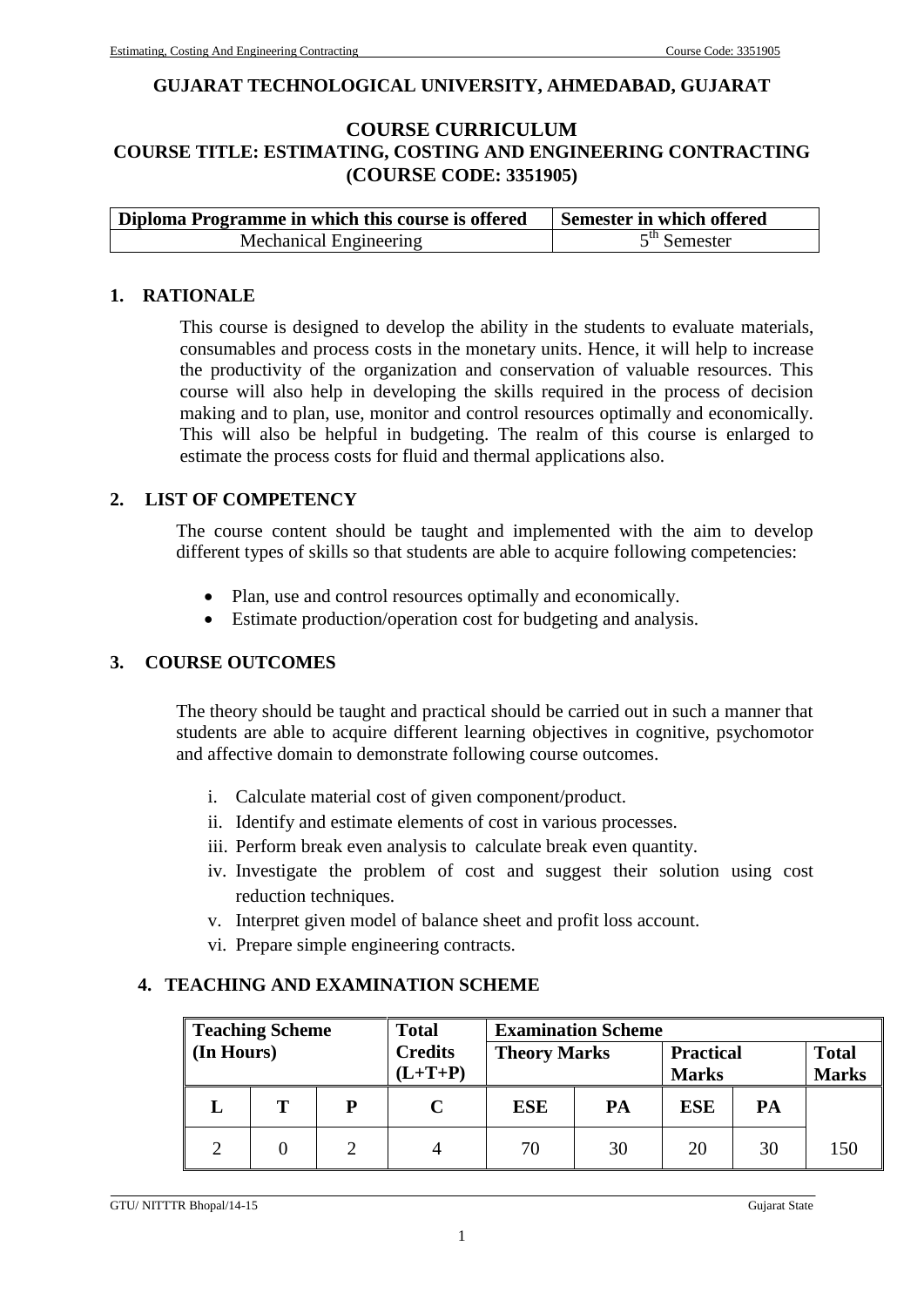# GUJARAT TECHNOLOGICAL UNIVERSITY, AHMEDABAD, GUJARAT

## COURSE CURRICULUM
## COURSE TITLE: ESTIMATING, COSTING AND ENGINEERING CONTRACTING
## (COURSE CODE: 3351905)

| Diploma Programme in which this course is offered | Semester in which offered |
|---|---|
| Mechanical Engineering | 5th Semester |

## 1. RATIONALE

This course is designed to develop the ability in the students to evaluate materials, consumables and process costs in the monetary units. Hence, it will help to increase the productivity of the organization and conservation of valuable resources. This course will also help in developing the skills required in the process of decision making and to plan, use, monitor and control resources optimally and economically. This will also be helpful in budgeting. The realm of this course is enlarged to estimate the process costs for fluid and thermal applications also.

## 2. LIST OF COMPETENCY

The course content should be taught and implemented with the aim to develop different types of skills so that students are able to acquire following competencies:

- Plan, use and control resources optimally and economically.
- Estimate production/operation cost for budgeting and analysis.

## 3. COURSE OUTCOMES

The theory should be taught and practical should be carried out in such a manner that students are able to acquire different learning objectives in cognitive, psychomotor and affective domain to demonstrate following course outcomes.

i. Calculate material cost of given component/product.
ii. Identify and estimate elements of cost in various processes.
iii. Perform break even analysis to calculate break even quantity.
iv. Investigate the problem of cost and suggest their solution using cost reduction techniques.
v. Interpret given model of balance sheet and profit loss account.
vi. Prepare simple engineering contracts.

## 4. TEACHING AND EXAMINATION SCHEME

| Teaching Scheme (In Hours) | | | Total Credits (L+T+P) | Examination Scheme | | | | |
|---|---|---|---|---|---|---|---|---|
| | | | | Theory Marks | | Practical Marks | | Total Marks |
| L | T | P | C | ESE | PA | ESE | PA | |
| 2 | 0 | 2 | 4 | 70 | 30 | 20 | 30 | 150 |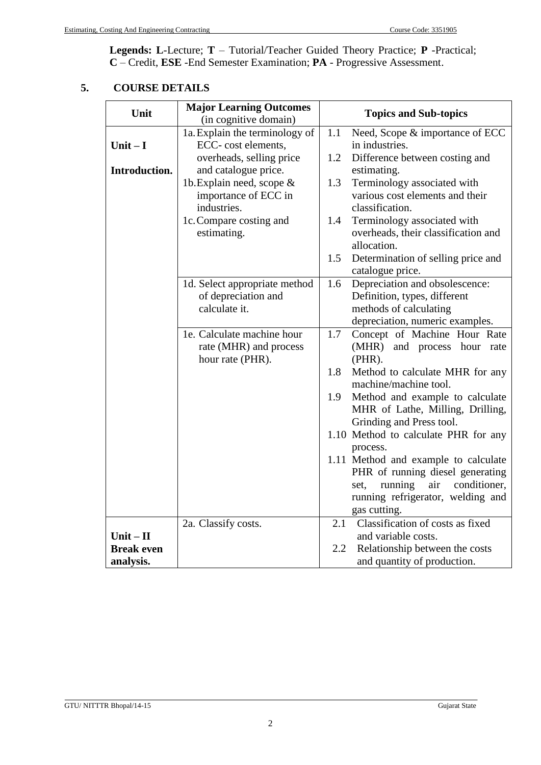**Legends: L**-Lecture; **T** – Tutorial/Teacher Guided Theory Practice; **P** -Practical; **C** – Credit, **ESE** -End Semester Examination; **PA** - Progressive Assessment.

## 5. COURSE DETAILS

| Unit | Major Learning Outcomes (in cognitive domain) | Topics and Sub-topics |
|---|---|---|
| **Unit – I** **Introduction.** | 1a. Explain the terminology of ECC- cost elements, overheads, selling price and catalogue price.<br>1b. Explain need, scope & importance of ECC in industries.<br>1c. Compare costing and estimating. | 1.1 Need, Scope & importance of ECC in industries.<br>1.2 Difference between costing and estimating.<br>1.3 Terminology associated with various cost elements and their classification.<br>1.4 Terminology associated with overheads, their classification and allocation.<br>1.5 Determination of selling price and catalogue price. |
| | 1d. Select appropriate method of depreciation and calculate it. | 1.6 Depreciation and obsolescence: Definition, types, different methods of calculating depreciation, numeric examples. |
| | 1e. Calculate machine hour rate (MHR) and process hour rate (PHR). | 1.7 Concept of Machine Hour Rate (MHR) and process hour rate (PHR).<br>1.8 Method to calculate MHR for any machine/machine tool.<br>1.9 Method and example to calculate MHR of Lathe, Milling, Drilling, Grinding and Press tool.<br>1.10 Method to calculate PHR for any process.<br>1.11 Method and example to calculate PHR of running diesel generating set, running air conditioner, running refrigerator, welding and gas cutting. |
| **Unit – II** **Break even analysis.** | 2a. Classify costs. | 2.1 Classification of costs as fixed and variable costs.<br>2.2 Relationship between the costs and quantity of production. |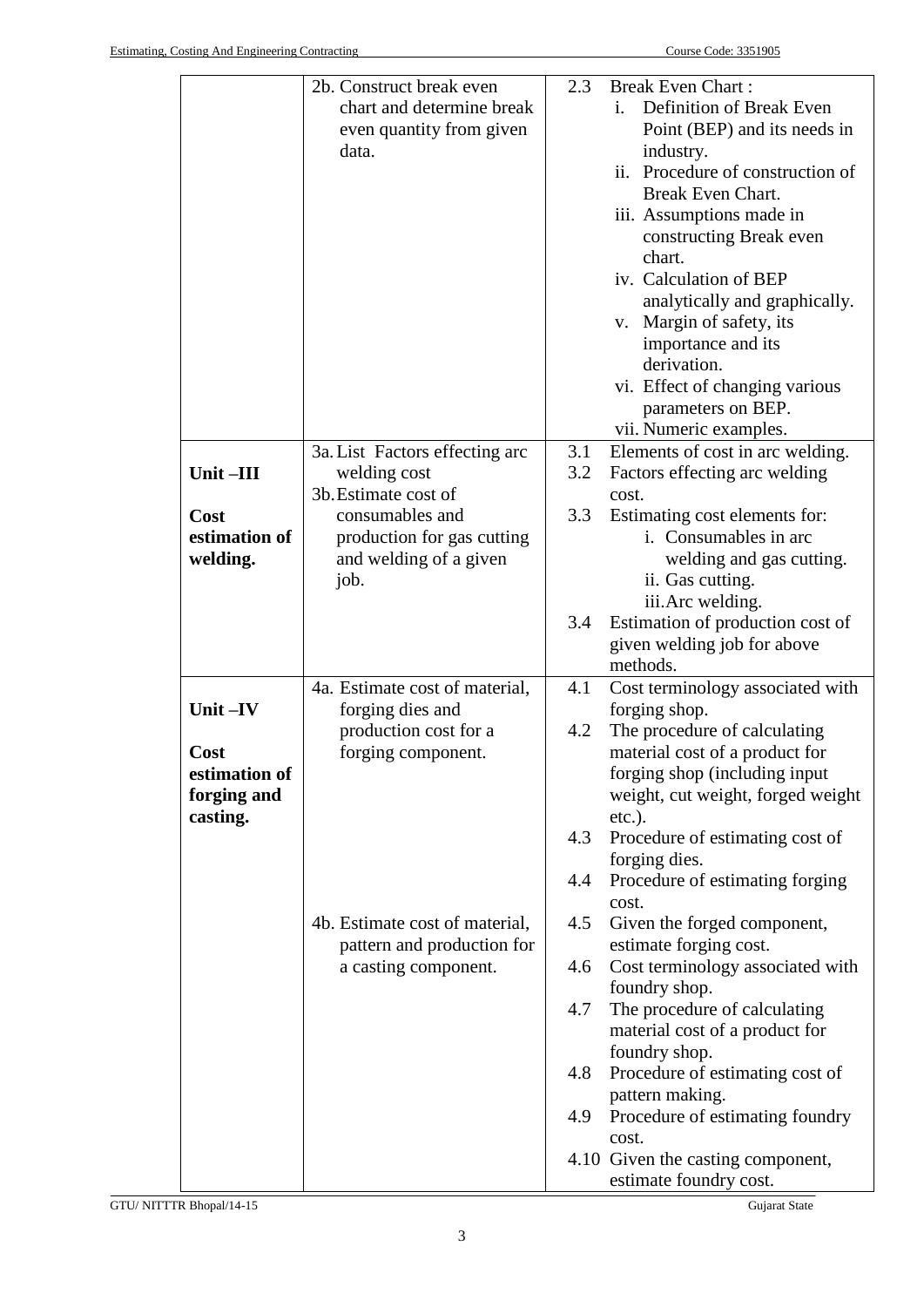| | | |
|---|---|---|
| | 2b. Construct break even chart and determine break even quantity from given data. | 2.3 Break Even Chart :<br>i. Definition of Break Even Point (BEP) and its needs in industry.<br>ii. Procedure of construction of Break Even Chart.<br>iii. Assumptions made in constructing Break even chart.<br>iv. Calculation of BEP analytically and graphically.<br>v. Margin of safety, its importance and its derivation.<br>vi. Effect of changing various parameters on BEP.<br>vii. Numeric examples. |
| **Unit –III**<br><br>**Cost estimation of welding.** | 3a. List Factors effecting arc welding cost<br>3b. Estimate cost of consumables and production for gas cutting and welding of a given job. | 3.1 Elements of cost in arc welding.<br>3.2 Factors effecting arc welding cost.<br>3.3 Estimating cost elements for:<br>i. Consumables in arc welding and gas cutting.<br>ii. Gas cutting.<br>iii. Arc welding.<br>3.4 Estimation of production cost of given welding job for above methods. |
| **Unit –IV**<br><br>**Cost estimation of forging and casting.** | 4a. Estimate cost of material, forging dies and production cost for a forging component.<br><br>4b. Estimate cost of material, pattern and production for a casting component. | 4.1 Cost terminology associated with forging shop.<br>4.2 The procedure of calculating material cost of a product for forging shop (including input weight, cut weight, forged weight etc.).<br>4.3 Procedure of estimating cost of forging dies.<br>4.4 Procedure of estimating forging cost.<br>4.5 Given the forged component, estimate forging cost.<br>4.6 Cost terminology associated with foundry shop.<br>4.7 The procedure of calculating material cost of a product for foundry shop.<br>4.8 Procedure of estimating cost of pattern making.<br>4.9 Procedure of estimating foundry cost.<br>4.10 Given the casting component, estimate foundry cost. |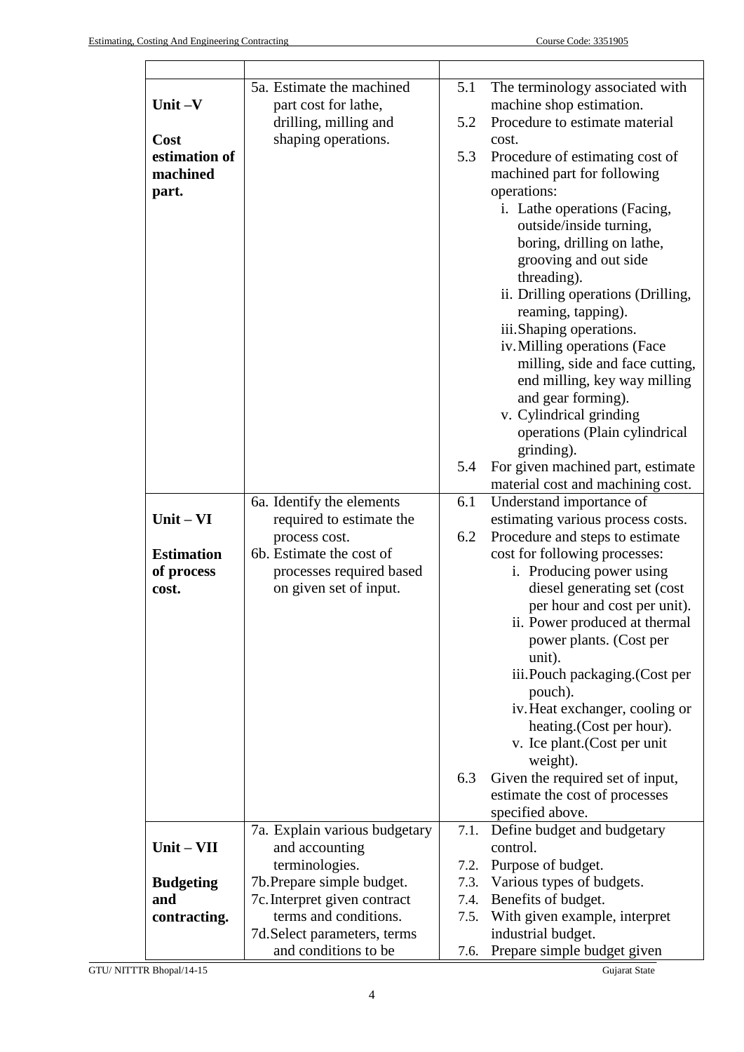| | | |
|---|---|---|
| **Unit –V** <br><br> **Cost estimation of machined part.** | 5a. Estimate the machined part cost for lathe, drilling, milling and shaping operations. | 5.1 The terminology associated with machine shop estimation. <br> 5.2 Procedure to estimate material cost. <br> 5.3 Procedure of estimating cost of machined part for following operations: <br> i. Lathe operations (Facing, outside/inside turning, boring, drilling on lathe, grooving and out side threading). <br> ii. Drilling operations (Drilling, reaming, tapping). <br> iii. Shaping operations. <br> iv. Milling operations (Face milling, side and face cutting, end milling, key way milling and gear forming). <br> v. Cylindrical grinding operations (Plain cylindrical grinding). <br> 5.4 For given machined part, estimate material cost and machining cost. |
| **Unit – VI** <br><br> **Estimation of process cost.** | 6a. Identify the elements required to estimate the process cost. <br> 6b. Estimate the cost of processes required based on given set of input. | 6.1 Understand importance of estimating various process costs. <br> 6.2 Procedure and steps to estimate cost for following processes: <br> i. Producing power using diesel generating set (cost per hour and cost per unit). <br> ii. Power produced at thermal power plants. (Cost per unit). <br> iii. Pouch packaging.(Cost per pouch). <br> iv. Heat exchanger, cooling or heating.(Cost per hour). <br> v. Ice plant.(Cost per unit weight). <br> 6.3 Given the required set of input, estimate the cost of processes specified above. |
| **Unit – VII** <br><br> **Budgeting and contracting.** | 7a. Explain various budgetary and accounting terminologies. <br> 7b. Prepare simple budget. <br> 7c. Interpret given contract terms and conditions. <br> 7d. Select parameters, terms and conditions to be | 7.1. Define budget and budgetary control. <br> 7.2. Purpose of budget. <br> 7.3. Various types of budgets. <br> 7.4. Benefits of budget. <br> 7.5. With given example, interpret industrial budget. <br> 7.6. Prepare simple budget given |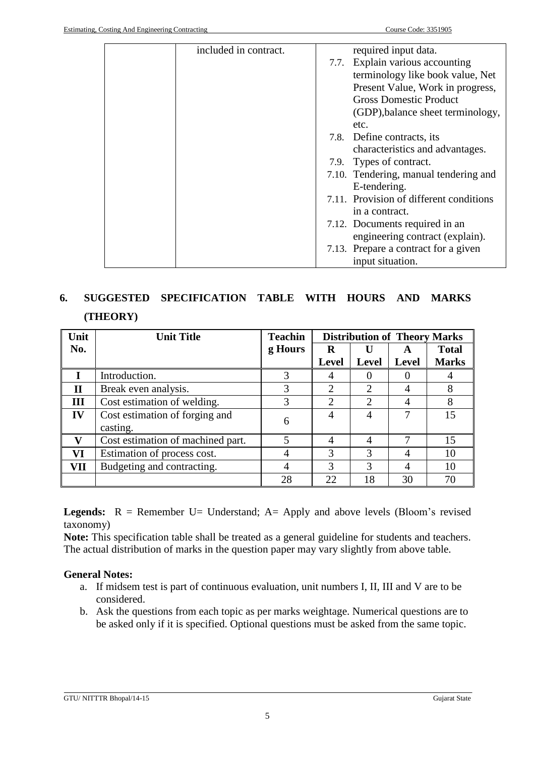|  | included in contract. | required input data.<br>7.7. Explain various accounting terminology like book value, Net Present Value, Work in progress, Gross Domestic Product (GDP),balance sheet terminology, etc.<br>7.8. Define contracts, its characteristics and advantages.<br>7.9. Types of contract.<br>7.10. Tendering, manual tendering and E-tendering.<br>7.11. Provision of different conditions in a contract.<br>7.12. Documents required in an engineering contract (explain).<br>7.13. Prepare a contract for a given input situation. |
|---|---|---|

## 6. SUGGESTED SPECIFICATION TABLE WITH HOURS AND MARKS (THEORY)

| Unit No. | Unit Title | Teaching Hours | Distribution of Theory Marks | | | |
|---|---|---|---|---|---|---|
| | | | R Level | U Level | A Level | Total Marks |
| I | Introduction. | 3 | 4 | 0 | 0 | 4 |
| II | Break even analysis. | 3 | 2 | 2 | 4 | 8 |
| III | Cost estimation of welding. | 3 | 2 | 2 | 4 | 8 |
| IV | Cost estimation of forging and casting. | 6 | 4 | 4 | 7 | 15 |
| V | Cost estimation of machined part. | 5 | 4 | 4 | 7 | 15 |
| VI | Estimation of process cost. | 4 | 3 | 3 | 4 | 10 |
| VII | Budgeting and contracting. | 4 | 3 | 3 | 4 | 10 |
| | | 28 | 22 | 18 | 30 | 70 |

**Legends:** R = Remember U= Understand; A= Apply and above levels (Bloom's revised taxonomy)

**Note:** This specification table shall be treated as a general guideline for students and teachers. The actual distribution of marks in the question paper may vary slightly from above table.

**General Notes:**

a. If midsem test is part of continuous evaluation, unit numbers I, II, III and V are to be considered.
b. Ask the questions from each topic as per marks weightage. Numerical questions are to be asked only if it is specified. Optional questions must be asked from the same topic.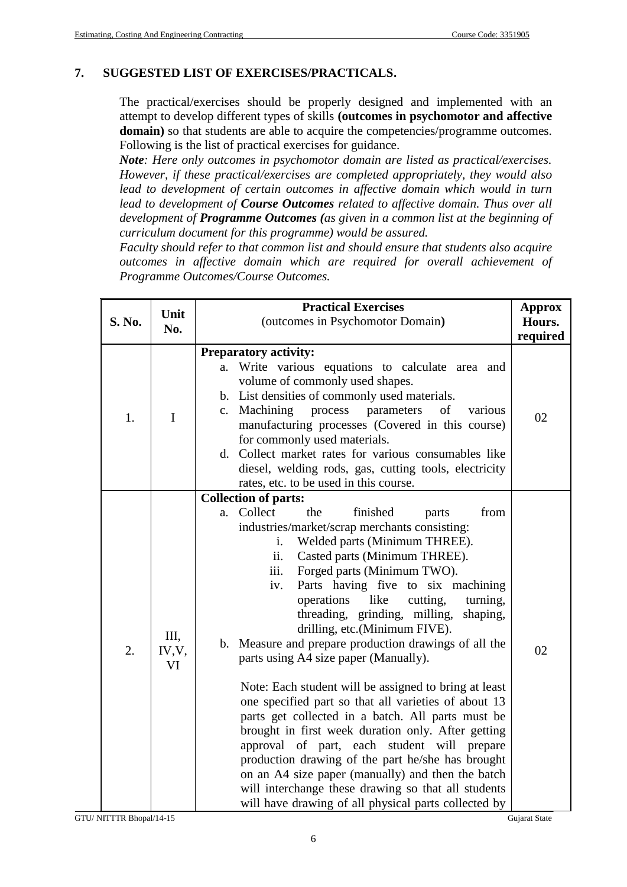## 7. SUGGESTED LIST OF EXERCISES/PRACTICALS.

The practical/exercises should be properly designed and implemented with an attempt to develop different types of skills **(outcomes in psychomotor and affective domain)** so that students are able to acquire the competencies/programme outcomes. Following is the list of practical exercises for guidance.

***Note****: Here only outcomes in psychomotor domain are listed as practical/exercises. However, if these practical/exercises are completed appropriately, they would also lead to development of certain outcomes in affective domain which would in turn lead to development of* ***Course Outcomes*** *related to affective domain. Thus over all development of* ***Programme Outcomes (****as given in a common list at the beginning of curriculum document for this programme) would be assured.*

*Faculty should refer to that common list and should ensure that students also acquire outcomes in affective domain which are required for overall achievement of Programme Outcomes/Course Outcomes.*

| S. No. | Unit No. | Practical Exercises (outcomes in Psychomotor Domain) | Approx Hours. required |
|---|---|---|---|
| 1. | I | **Preparatory activity:**<br>a. Write various equations to calculate area and volume of commonly used shapes.<br>b. List densities of commonly used materials.<br>c. Machining process parameters of various manufacturing processes (Covered in this course) for commonly used materials.<br>d. Collect market rates for various consumables like diesel, welding rods, gas, cutting tools, electricity rates, etc. to be used in this course. | 02 |
| 2. | III, IV,V, VI | **Collection of parts:**<br>a. Collect the finished parts from industries/market/scrap merchants consisting:<br>i. Welded parts (Minimum THREE).<br>ii. Casted parts (Minimum THREE).<br>iii. Forged parts (Minimum TWO).<br>iv. Parts having five to six machining operations like cutting, turning, threading, grinding, milling, shaping, drilling, etc.(Minimum FIVE).<br>b. Measure and prepare production drawings of all the parts using A4 size paper (Manually).<br><br>Note: Each student will be assigned to bring at least one specified part so that all varieties of about 13 parts get collected in a batch. All parts must be brought in first week duration only. After getting approval of part, each student will prepare production drawing of the part he/she has brought on an A4 size paper (manually) and then the batch will interchange these drawing so that all students will have drawing of all physical parts collected by | 02 |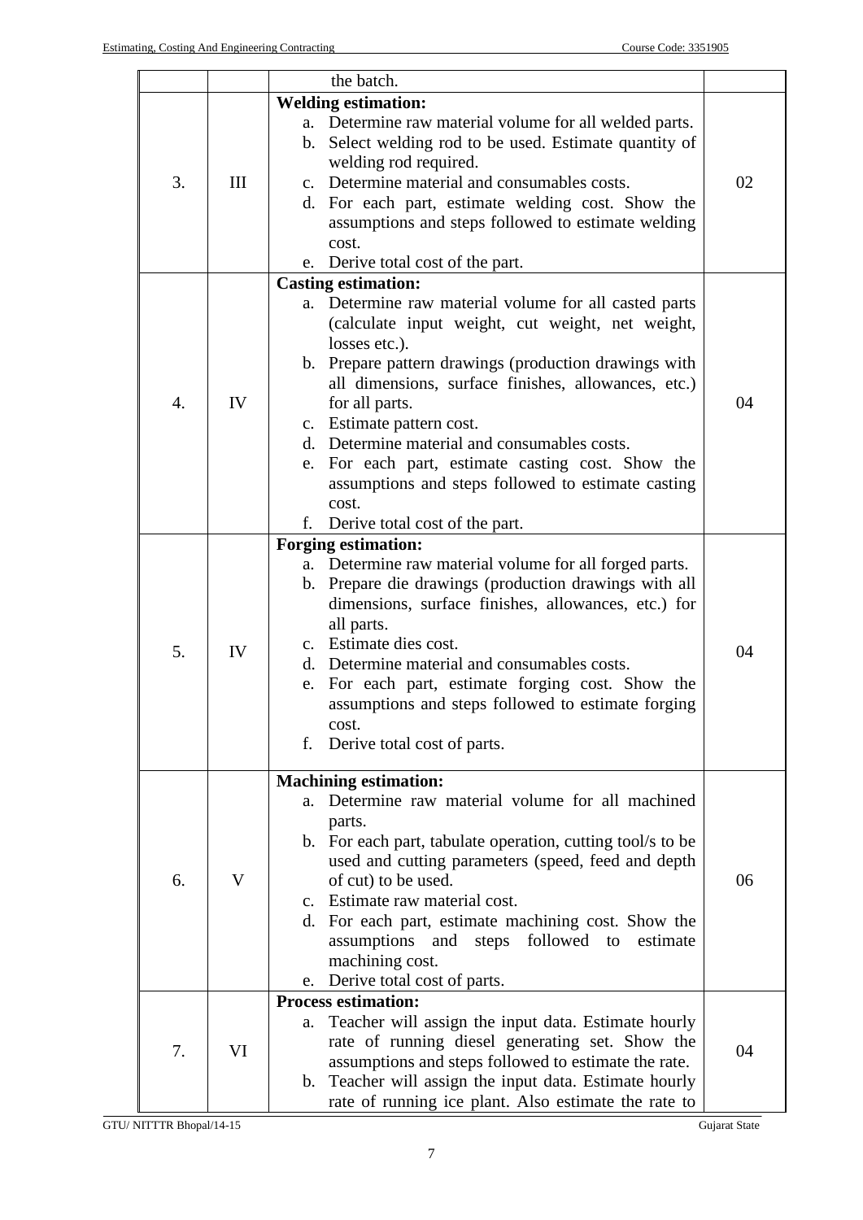| | | | |
|---|---|---|---|
| | | the batch. | |
| 3. | III | **Welding estimation:**<br>a. Determine raw material volume for all welded parts.<br>b. Select welding rod to be used. Estimate quantity of welding rod required.<br>c. Determine material and consumables costs.<br>d. For each part, estimate welding cost. Show the assumptions and steps followed to estimate welding cost.<br>e. Derive total cost of the part. | 02 |
| 4. | IV | **Casting estimation:**<br>a. Determine raw material volume for all casted parts (calculate input weight, cut weight, net weight, losses etc.).<br>b. Prepare pattern drawings (production drawings with all dimensions, surface finishes, allowances, etc.) for all parts.<br>c. Estimate pattern cost.<br>d. Determine material and consumables costs.<br>e. For each part, estimate casting cost. Show the assumptions and steps followed to estimate casting cost.<br>f. Derive total cost of the part. | 04 |
| 5. | IV | **Forging estimation:**<br>a. Determine raw material volume for all forged parts.<br>b. Prepare die drawings (production drawings with all dimensions, surface finishes, allowances, etc.) for all parts.<br>c. Estimate dies cost.<br>d. Determine material and consumables costs.<br>e. For each part, estimate forging cost. Show the assumptions and steps followed to estimate forging cost.<br>f. Derive total cost of parts. | 04 |
| 6. | V | **Machining estimation:**<br>a. Determine raw material volume for all machined parts.<br>b. For each part, tabulate operation, cutting tool/s to be used and cutting parameters (speed, feed and depth of cut) to be used.<br>c. Estimate raw material cost.<br>d. For each part, estimate machining cost. Show the assumptions and steps followed to estimate machining cost.<br>e. Derive total cost of parts. | 06 |
| 7. | VI | **Process estimation:**<br>a. Teacher will assign the input data. Estimate hourly rate of running diesel generating set. Show the assumptions and steps followed to estimate the rate.<br>b. Teacher will assign the input data. Estimate hourly rate of running ice plant. Also estimate the rate to | 04 |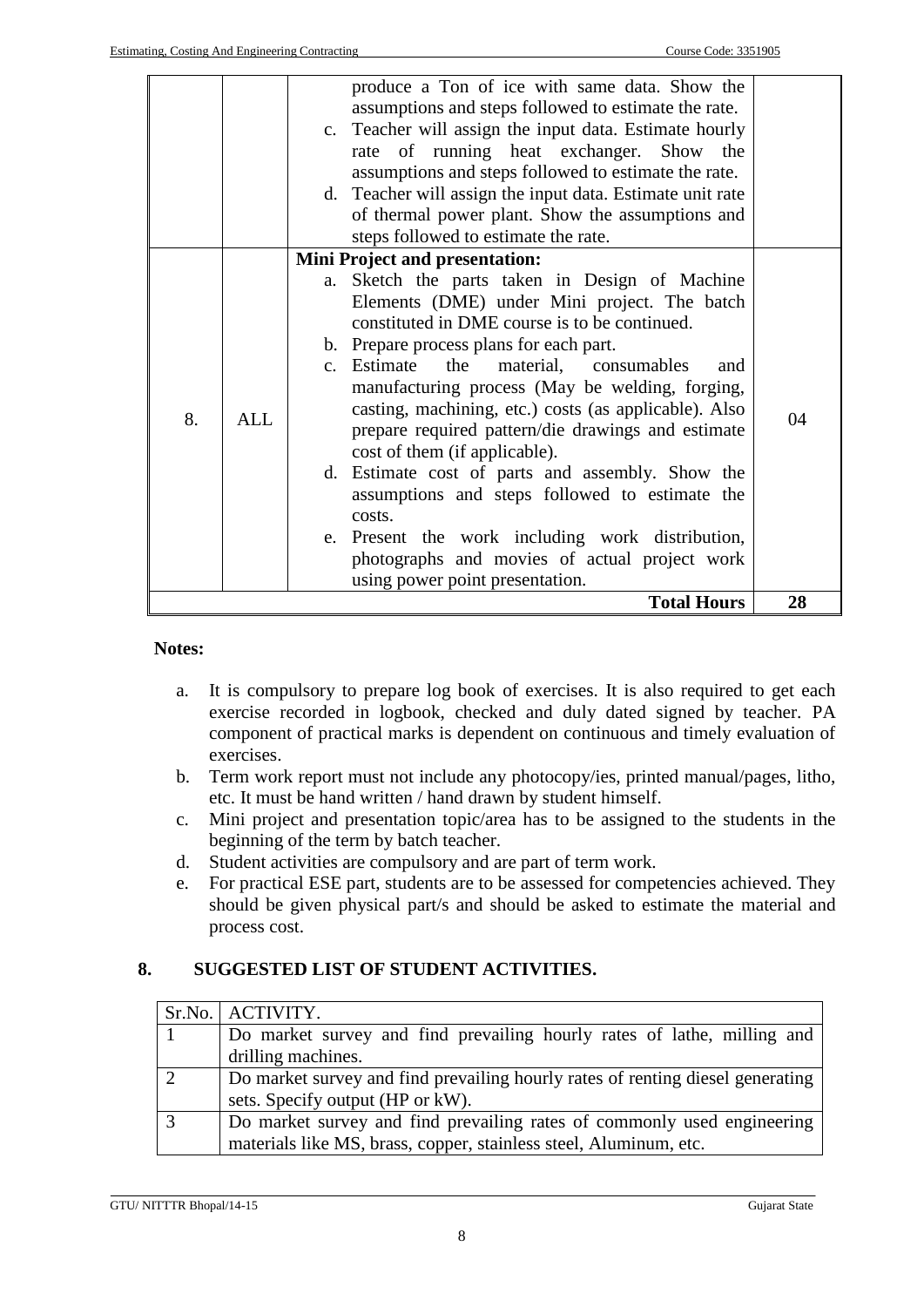| | | | |
|---|---|---|---|
| | | produce a Ton of ice with same data. Show the assumptions and steps followed to estimate the rate.<br>c. Teacher will assign the input data. Estimate hourly rate of running heat exchanger. Show the assumptions and steps followed to estimate the rate.<br>d. Teacher will assign the input data. Estimate unit rate of thermal power plant. Show the assumptions and steps followed to estimate the rate. | |
| 8. | ALL | **Mini Project and presentation:**<br>a. Sketch the parts taken in Design of Machine Elements (DME) under Mini project. The batch constituted in DME course is to be continued.<br>b. Prepare process plans for each part.<br>c. Estimate the material, consumables and manufacturing process (May be welding, forging, casting, machining, etc.) costs (as applicable). Also prepare required pattern/die drawings and estimate cost of them (if applicable).<br>d. Estimate cost of parts and assembly. Show the assumptions and steps followed to estimate the costs.<br>e. Present the work including work distribution, photographs and movies of actual project work using power point presentation. | 04 |
| | | **Total Hours** | **28** |

**Notes:**

a. It is compulsory to prepare log book of exercises. It is also required to get each exercise recorded in logbook, checked and duly dated signed by teacher. PA component of practical marks is dependent on continuous and timely evaluation of exercises.

b. Term work report must not include any photocopy/ies, printed manual/pages, litho, etc. It must be hand written / hand drawn by student himself.

c. Mini project and presentation topic/area has to be assigned to the students in the beginning of the term by batch teacher.

d. Student activities are compulsory and are part of term work.

e. For practical ESE part, students are to be assessed for competencies achieved. They should be given physical part/s and should be asked to estimate the material and process cost.

## 8. SUGGESTED LIST OF STUDENT ACTIVITIES.

| Sr.No. | ACTIVITY. |
|---|---|
| 1 | Do market survey and find prevailing hourly rates of lathe, milling and drilling machines. |
| 2 | Do market survey and find prevailing hourly rates of renting diesel generating sets. Specify output (HP or kW). |
| 3 | Do market survey and find prevailing rates of commonly used engineering materials like MS, brass, copper, stainless steel, Aluminum, etc. |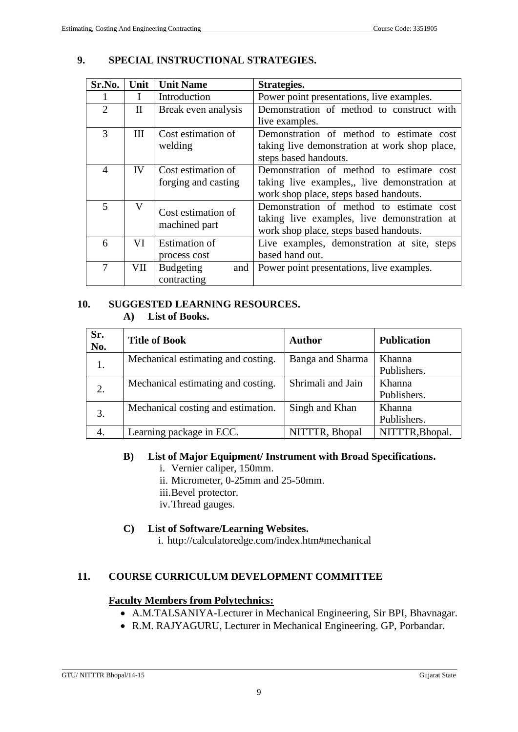## 9. SPECIAL INSTRUCTIONAL STRATEGIES.

| Sr.No. | Unit | Unit Name | Strategies. |
|---|---|---|---|
| 1 | I | Introduction | Power point presentations, live examples. |
| 2 | II | Break even analysis | Demonstration of method to construct with live examples. |
| 3 | III | Cost estimation of welding | Demonstration of method to estimate cost taking live demonstration at work shop place, steps based handouts. |
| 4 | IV | Cost estimation of forging and casting | Demonstration of method to estimate cost taking live examples,, live demonstration at work shop place, steps based handouts. |
| 5 | V | Cost estimation of machined part | Demonstration of method to estimate cost taking live examples, live demonstration at work shop place, steps based handouts. |
| 6 | VI | Estimation of process cost | Live examples, demonstration at site, steps based hand out. |
| 7 | VII | Budgeting and contracting | Power point presentations, live examples. |

## 10. SUGGESTED LEARNING RESOURCES.

### A) List of Books.

| Sr. No. | Title of Book | Author | Publication |
|---|---|---|---|
| 1. | Mechanical estimating and costing. | Banga and Sharma | Khanna Publishers. |
| 2. | Mechanical estimating and costing. | Shrimali and Jain | Khanna Publishers. |
| 3. | Mechanical costing and estimation. | Singh and Khan | Khanna Publishers. |
| 4. | Learning package in ECC. | NITTTR, Bhopal | NITTTR,Bhopal. |

### B) List of Major Equipment/ Instrument with Broad Specifications.

i. Vernier caliper, 150mm.
ii. Micrometer, 0-25mm and 25-50mm.
iii. Bevel protector.
iv. Thread gauges.

### C) List of Software/Learning Websites.

i. http://calculatoredge.com/index.htm#mechanical

## 11. COURSE CURRICULUM DEVELOPMENT COMMITTEE

**Faculty Members from Polytechnics:**

- A.M.TALSANIYA-Lecturer in Mechanical Engineering, Sir BPI, Bhavnagar.
- R.M. RAJYAGURU, Lecturer in Mechanical Engineering. GP, Porbandar.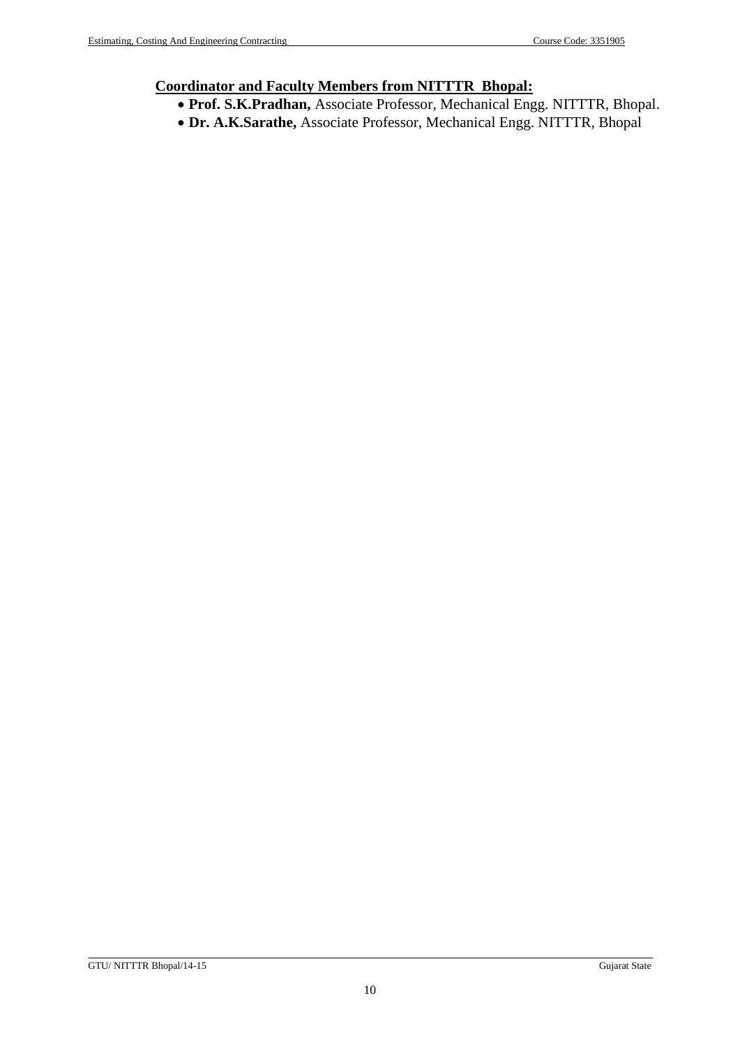**Coordinator and Faculty Members from NITTTR Bhopal:**

- **Prof. S.K.Pradhan,** Associate Professor, Mechanical Engg. NITTTR, Bhopal.
- **Dr. A.K.Sarathe,** Associate Professor, Mechanical Engg. NITTTR, Bhopal